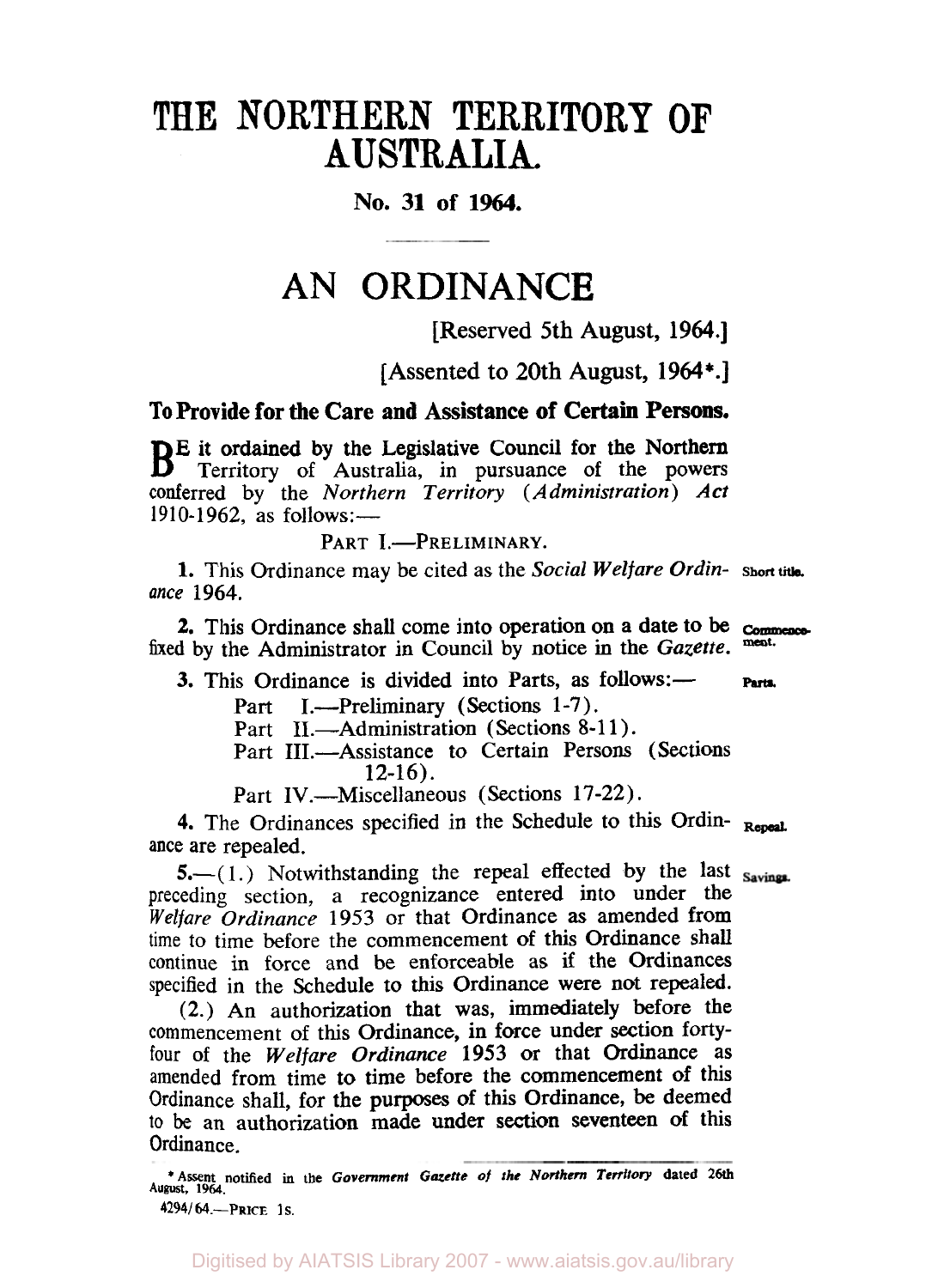# THE NORTHERN TERRITORY OF AUSTRALIA.

**No. 31 of 1964.**

# AN ORDINANCE

[Reserved 5th August, 1964.]

[Assented to 20th August, 1964*.]

## To Provide for the Care and Assistance of Certain Persons.

BE it ordained by the Legislative Council for the Northern Territory of Australia, in pursuance of the powers conferred by the *Northern Territory (Administration) Act* 1910-1962, as follows:—

PART I.—PRELIMINARY.

**1.** This Ordinance may be cited as the *Social Welfare Ordinance* 1964. Short title.

**2.** This Ordinance shall come into operation on a date to be fixed by the Administrator in Council by notice in the *Gazette*. Commencement.

**3.** This Ordinance is divided into Parts, as follows:— Parts.

Part I.—Preliminary (Sections 1-7).
Part II.—Administration (Sections 8-11).
Part III.—Assistance to Certain Persons (Sections 12-16).
Part IV.—Miscellaneous (Sections 17-22).

**4.** The Ordinances specified in the Schedule to this Ordinance are repealed. Repeal.

**5.**—(1.) Notwithstanding the repeal effected by the last preceding section, a recognizance entered into under the *Welfare Ordinance* 1953 or that Ordinance as amended from time to time before the commencement of this Ordinance shall continue in force and be enforceable as if the Ordinances specified in the Schedule to this Ordinance were not repealed. Savings.

(2.) An authorization that was, immediately before the commencement of this Ordinance, in force under section forty-four of the *Welfare Ordinance* 1953 or that Ordinance as amended from time to time before the commencement of this Ordinance shall, for the purposes of this Ordinance, be deemed to be an authorization made under section seventeen of this Ordinance.

\* Assent notified in the *Government Gazette of the Northern Territory* dated 26th August, 1964.

4294/64.—PRICE 1S.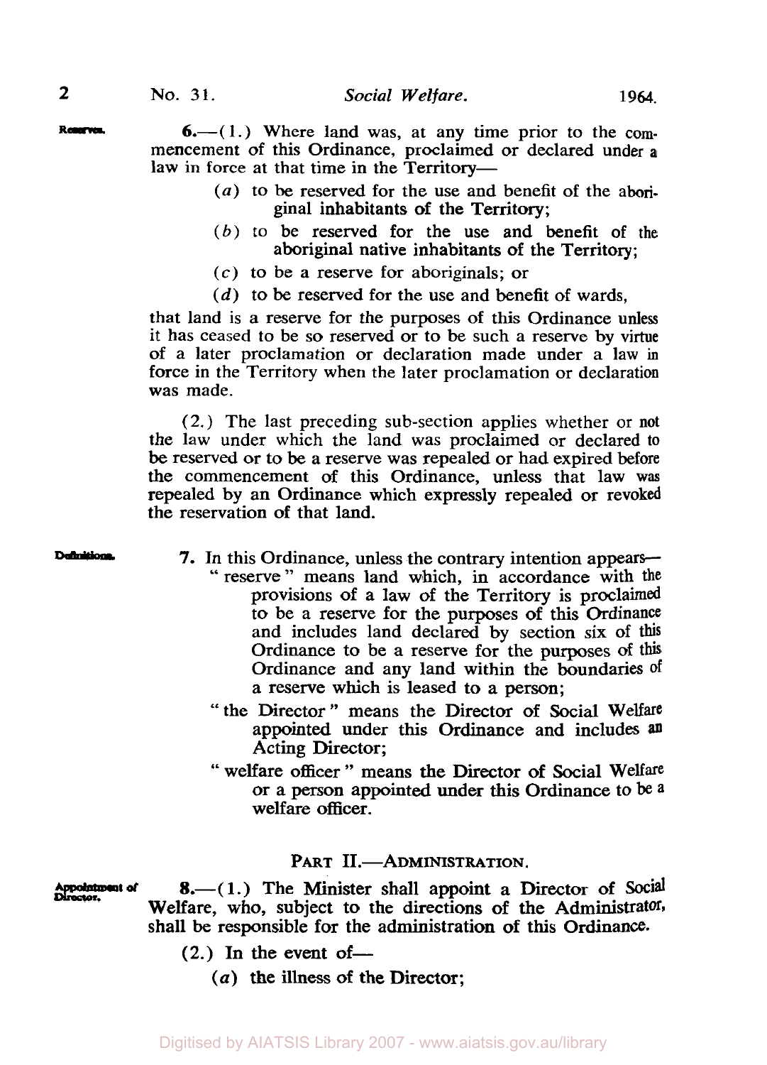**Reserves.**

6.—(1.) Where land was, at any time prior to the commencement of this Ordinance, proclaimed or declared under a law in force at that time in the Territory—

(*a*) to be reserved for the use and benefit of the aboriginal inhabitants of the Territory;

(*b*) to be reserved for the use and benefit of the aboriginal native inhabitants of the Territory;

(*c*) to be a reserve for aboriginals; or

(*d*) to be reserved for the use and benefit of wards,

that land is a reserve for the purposes of this Ordinance unless it has ceased to be so reserved or to be such a reserve by virtue of a later proclamation or declaration made under a law in force in the Territory when the later proclamation or declaration was made.

(2.) The last preceding sub-section applies whether or not the law under which the land was proclaimed or declared to be reserved or to be a reserve was repealed or had expired before the commencement of this Ordinance, unless that law was repealed by an Ordinance which expressly repealed or revoked the reservation of that land.

**Definitions.**

7. In this Ordinance, unless the contrary intention appears—

" reserve " means land which, in accordance with the provisions of a law of the Territory is proclaimed to be a reserve for the purposes of this Ordinance and includes land declared by section six of this Ordinance to be a reserve for the purposes of this Ordinance and any land within the boundaries of a reserve which is leased to a person;

" the Director " means the Director of Social Welfare appointed under this Ordinance and includes an Acting Director;

" welfare officer " means the Director of Social Welfare or a person appointed under this Ordinance to be a welfare officer.

## PART II.—ADMINISTRATION.

**Appointment of Director.**

8.—(1.) The Minister shall appoint a Director of Social Welfare, who, subject to the directions of the Administrator, shall be responsible for the administration of this Ordinance.

(2.) In the event of—

(*a*) the illness of the Director;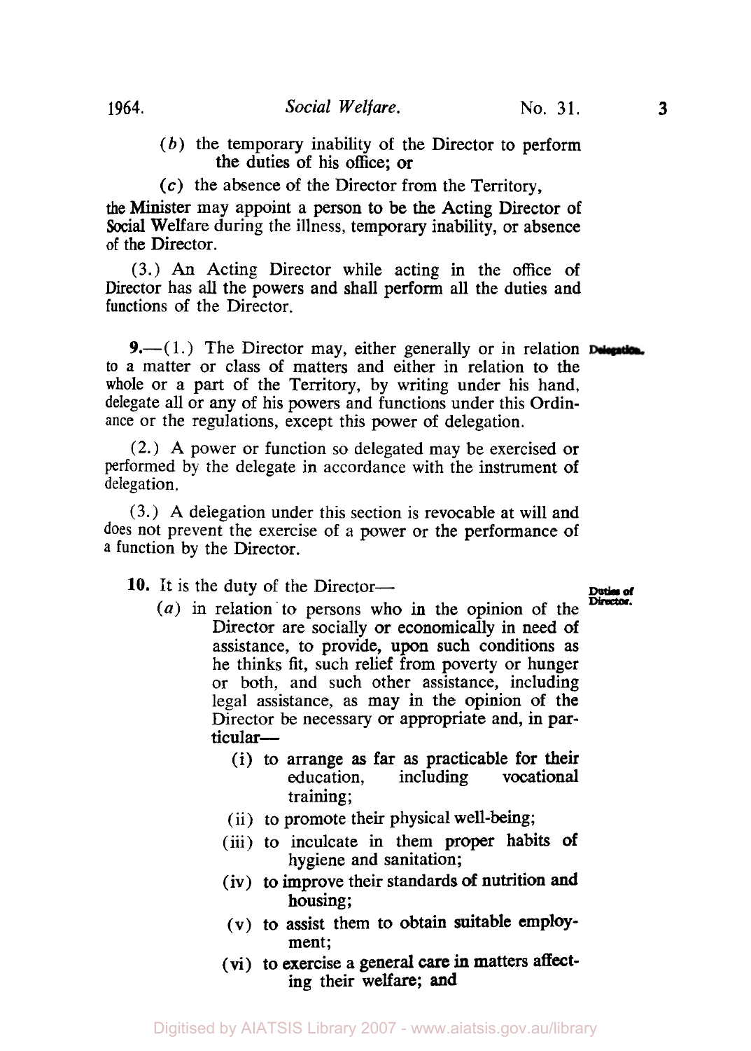(*b*) the temporary inability of the Director to perform the duties of his office; or

(*c*) the absence of the Director from the Territory,

the Minister may appoint a person to be the Acting Director of Social Welfare during the illness, temporary inability, or absence of the Director.

(3.) An Acting Director while acting in the office of Director has all the powers and shall perform all the duties and functions of the Director.

**Delegation.**

**9.**—(1.) The Director may, either generally or in relation to a matter or class of matters and either in relation to the whole or a part of the Territory, by writing under his hand, delegate all or any of his powers and functions under this Ordinance or the regulations, except this power of delegation.

(2.) A power or function so delegated may be exercised or performed by the delegate in accordance with the instrument of delegation.

(3.) A delegation under this section is revocable at will and does not prevent the exercise of a power or the performance of a function by the Director.

**Duties of Director.**

**10.** It is the duty of the Director—

(*a*) in relation to persons who in the opinion of the Director are socially or economically in need of assistance, to provide, upon such conditions as he thinks fit, such relief from poverty or hunger or both, and such other assistance, including legal assistance, as may in the opinion of the Director be necessary or appropriate and, in particular—

(i) to arrange as far as practicable for their education, including vocational training;

(ii) to promote their physical well-being;

(iii) to inculcate in them proper habits of hygiene and sanitation;

(iv) to improve their standards of nutrition and housing;

(v) to assist them to obtain suitable employment;

(vi) to exercise a general care in matters affecting their welfare; and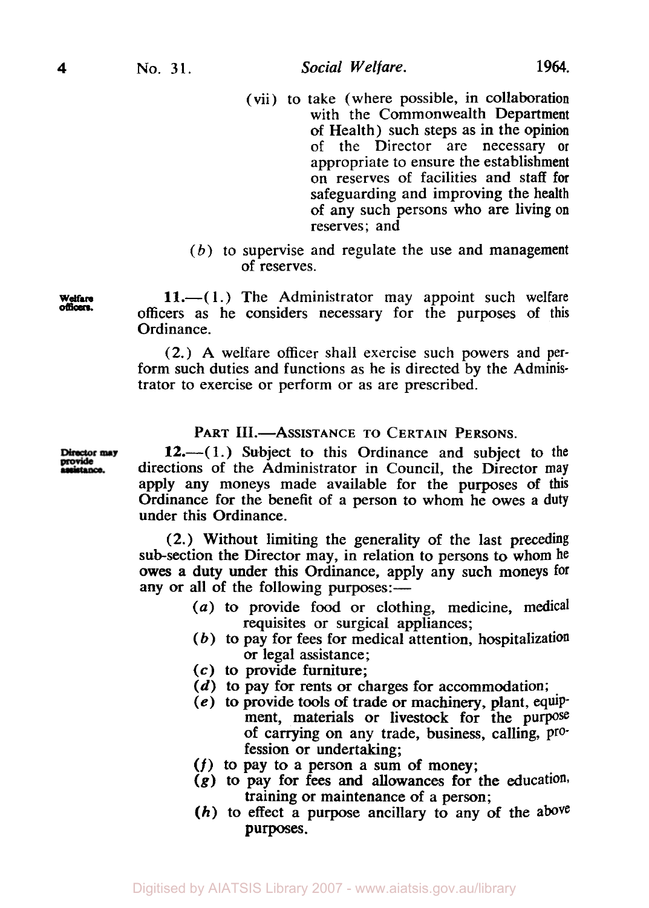(vii) to take (where possible, in collaboration with the Commonwealth Department of Health) such steps as in the opinion of the Director are necessary or appropriate to ensure the establishment on reserves of facilities and staff for safeguarding and improving the health of any such persons who are living on reserves; and

(*b*) to supervise and regulate the use and management of reserves.

**Welfare officers.**

11.—(1.) The Administrator may appoint such welfare officers as he considers necessary for the purposes of this Ordinance.

(2.) A welfare officer shall exercise such powers and perform such duties and functions as he is directed by the Administrator to exercise or perform or as are prescribed.

## PART III.—ASSISTANCE TO CERTAIN PERSONS.

**Director may provide assistance.**

12.—(1.) Subject to this Ordinance and subject to the directions of the Administrator in Council, the Director may apply any moneys made available for the purposes of this Ordinance for the benefit of a person to whom he owes a duty under this Ordinance.

(2.) Without limiting the generality of the last preceding sub-section the Director may, in relation to persons to whom he owes a duty under this Ordinance, apply any such moneys for any or all of the following purposes:—

(*a*) to provide food or clothing, medicine, medical requisites or surgical appliances;

(*b*) to pay for fees for medical attention, hospitalization or legal assistance;

(*c*) to provide furniture;

(*d*) to pay for rents or charges for accommodation;

(*e*) to provide tools of trade or machinery, plant, equipment, materials or livestock for the purpose of carrying on any trade, business, calling, profession or undertaking;

(*f*) to pay to a person a sum of money;

(*g*) to pay for fees and allowances for the education, training or maintenance of a person;

(*h*) to effect a purpose ancillary to any of the above purposes.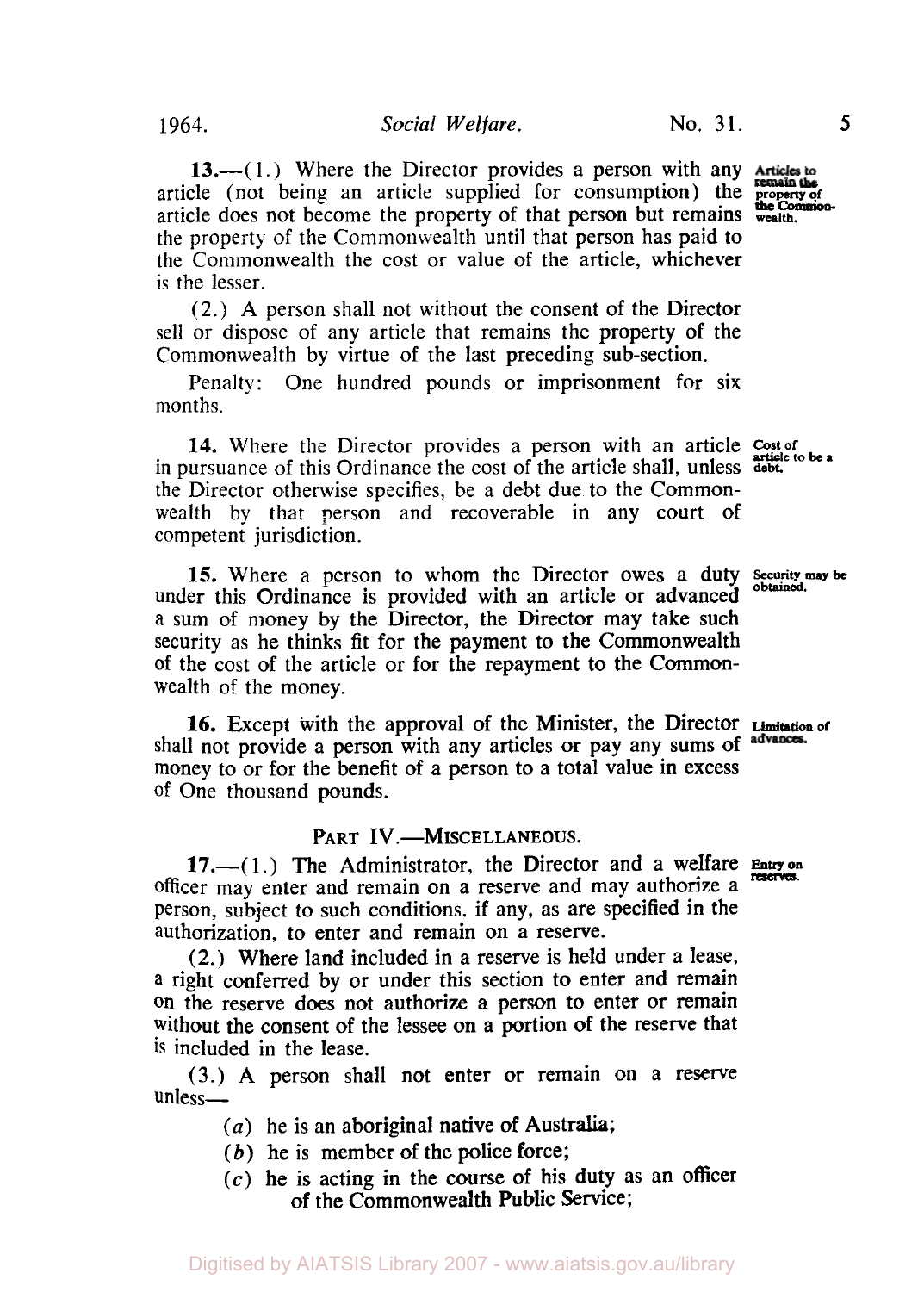**13.**—(1.) Where the Director provides a person with any article (not being an article supplied for consumption) the article does not become the property of that person but remains the property of the Commonwealth until that person has paid to the Commonwealth the cost or value of the article, whichever is the lesser.

Articles to remain the property of the Commonwealth.

(2.) A person shall not without the consent of the Director sell or dispose of any article that remains the property of the Commonwealth by virtue of the last preceding sub-section.

Penalty: One hundred pounds or imprisonment for six months.

**14.** Where the Director provides a person with an article in pursuance of this Ordinance the cost of the article shall, unless the Director otherwise specifies, be a debt due to the Commonwealth by that person and recoverable in any court of competent jurisdiction.

Cost of article to be a debt.

**15.** Where a person to whom the Director owes a duty under this Ordinance is provided with an article or advanced a sum of money by the Director, the Director may take such security as he thinks fit for the payment to the Commonwealth of the cost of the article or for the repayment to the Commonwealth of the money.

Security may be obtained.

**16.** Except with the approval of the Minister, the Director shall not provide a person with any articles or pay any sums of money to or for the benefit of a person to a total value in excess of One thousand pounds.

Limitation of advances.

## PART IV.—MISCELLANEOUS.

**17.**—(1.) The Administrator, the Director and a welfare officer may enter and remain on a reserve and may authorize a person, subject to such conditions, if any, as are specified in the authorization, to enter and remain on a reserve.

Entry on reserves.

(2.) Where land included in a reserve is held under a lease, a right conferred by or under this section to enter and remain on the reserve does not authorize a person to enter or remain without the consent of the lessee on a portion of the reserve that is included in the lease.

(3.) A person shall not enter or remain on a reserve unless—

- (*a*) he is an aboriginal native of Australia;
- (*b*) he is member of the police force;
- (*c*) he is acting in the course of his duty as an officer of the Commonwealth Public Service;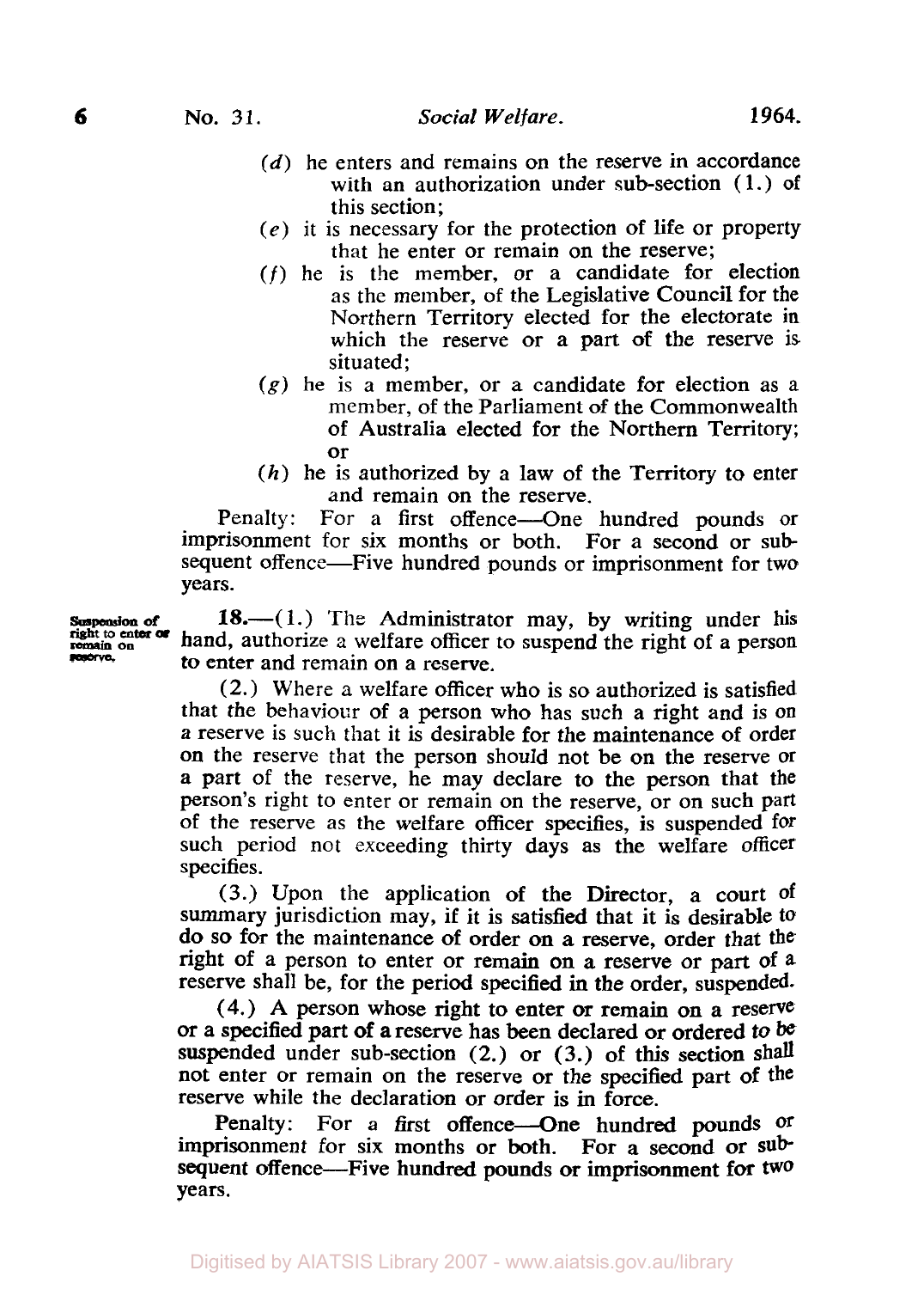(*d*) he enters and remains on the reserve in accordance with an authorization under sub-section (1.) of this section;

(*e*) it is necessary for the protection of life or property that he enter or remain on the reserve;

(*f*) he is the member, or a candidate for election as the member, of the Legislative Council for the Northern Territory elected for the electorate in which the reserve or a part of the reserve is situated;

(*g*) he is a member, or a candidate for election as a member, of the Parliament of the Commonwealth of Australia elected for the Northern Territory; or

(*h*) he is authorized by a law of the Territory to enter and remain on the reserve.

Penalty: For a first offence—One hundred pounds or imprisonment for six months or both. For a second or subsequent offence—Five hundred pounds or imprisonment for two years.

**Suspension of right to enter or remain on reserve.**

**18.**—(1.) The Administrator may, by writing under his hand, authorize a welfare officer to suspend the right of a person to enter and remain on a reserve.

(2.) Where a welfare officer who is so authorized is satisfied that the behaviour of a person who has such a right and is on a reserve is such that it is desirable for the maintenance of order on the reserve that the person should not be on the reserve or a part of the reserve, he may declare to the person that the person's right to enter or remain on the reserve, or on such part of the reserve as the welfare officer specifies, is suspended for such period not exceeding thirty days as the welfare officer specifies.

(3.) Upon the application of the Director, a court of summary jurisdiction may, if it is satisfied that it is desirable to do so for the maintenance of order on a reserve, order that the right of a person to enter or remain on a reserve or part of a reserve shall be, for the period specified in the order, suspended.

(4.) A person whose right to enter or remain on a reserve or a specified part of a reserve has been declared or ordered to be suspended under sub-section (2.) or (3.) of this section shall not enter or remain on the reserve or the specified part of the reserve while the declaration or order is in force.

Penalty: For a first offence—One hundred pounds or imprisonment for six months or both. For a second or subsequent offence—Five hundred pounds or imprisonment for two years.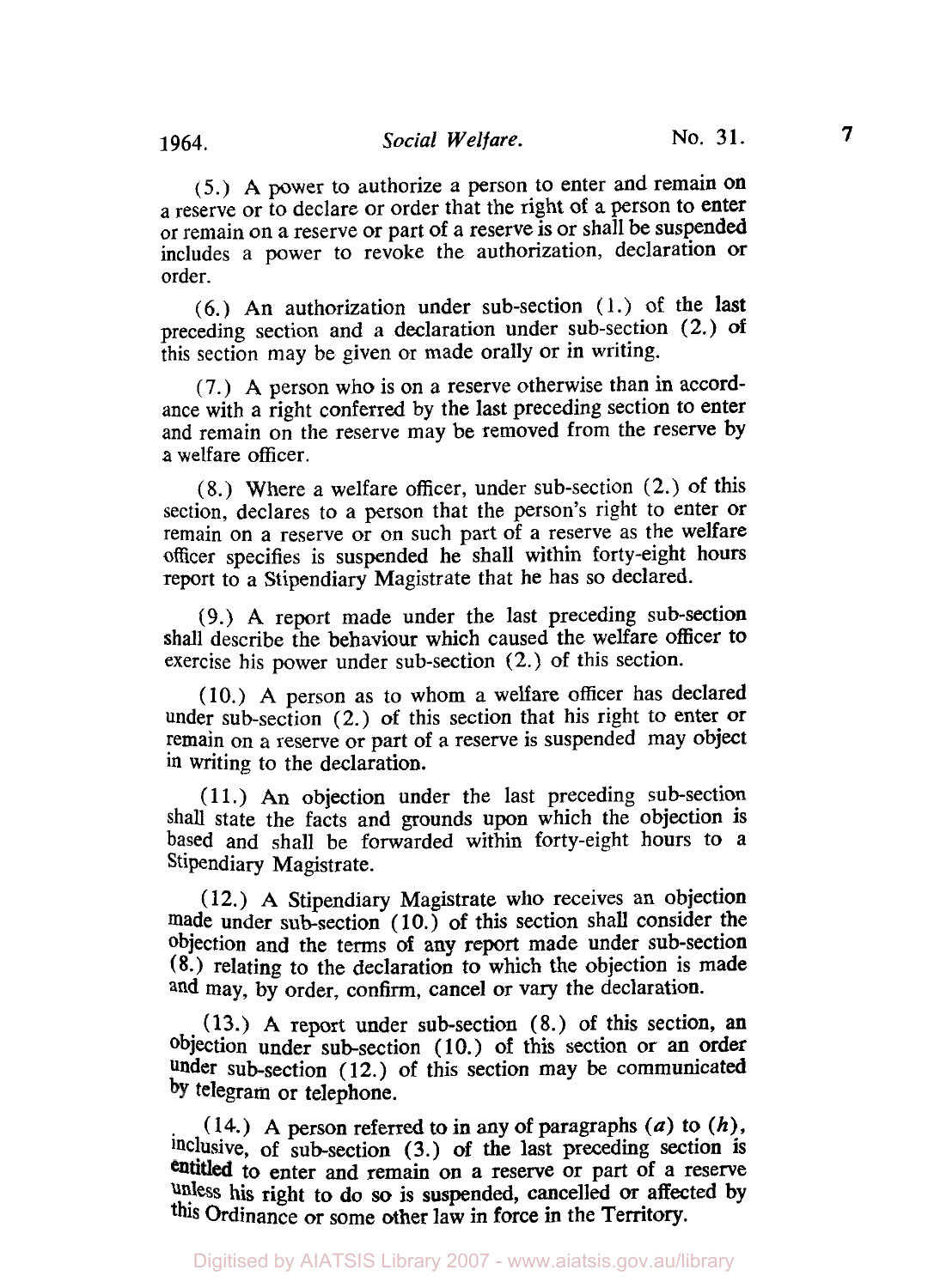(5.) A power to authorize a person to enter and remain on a reserve or to declare or order that the right of a person to enter or remain on a reserve or part of a reserve is or shall be suspended includes a power to revoke the authorization, declaration or order.

(6.) An authorization under sub-section (1.) of the last preceding section and a declaration under sub-section (2.) of this section may be given or made orally or in writing.

(7.) A person who is on a reserve otherwise than in accordance with a right conferred by the last preceding section to enter and remain on the reserve may be removed from the reserve by a welfare officer.

(8.) Where a welfare officer, under sub-section (2.) of this section, declares to a person that the person's right to enter or remain on a reserve or on such part of a reserve as the welfare officer specifies is suspended he shall within forty-eight hours report to a Stipendiary Magistrate that he has so declared.

(9.) A report made under the last preceding sub-section shall describe the behaviour which caused the welfare officer to exercise his power under sub-section (2.) of this section.

(10.) A person as to whom a welfare officer has declared under sub-section (2.) of this section that his right to enter or remain on a reserve or part of a reserve is suspended may object in writing to the declaration.

(11.) An objection under the last preceding sub-section shall state the facts and grounds upon which the objection is based and shall be forwarded within forty-eight hours to a Stipendiary Magistrate.

(12.) A Stipendiary Magistrate who receives an objection made under sub-section (10.) of this section shall consider the objection and the terms of any report made under sub-section (8.) relating to the declaration to which the objection is made and may, by order, confirm, cancel or vary the declaration.

(13.) A report under sub-section (8.) of this section, an objection under sub-section (10.) of this section or an order under sub-section (12.) of this section may be communicated by telegram or telephone.

(14.) A person referred to in any of paragraphs *(a)* to *(h)*, inclusive, of sub-section (3.) of the last preceding section is entitled to enter and remain on a reserve or part of a reserve unless his right to do so is suspended, cancelled or affected by this Ordinance or some other law in force in the Territory.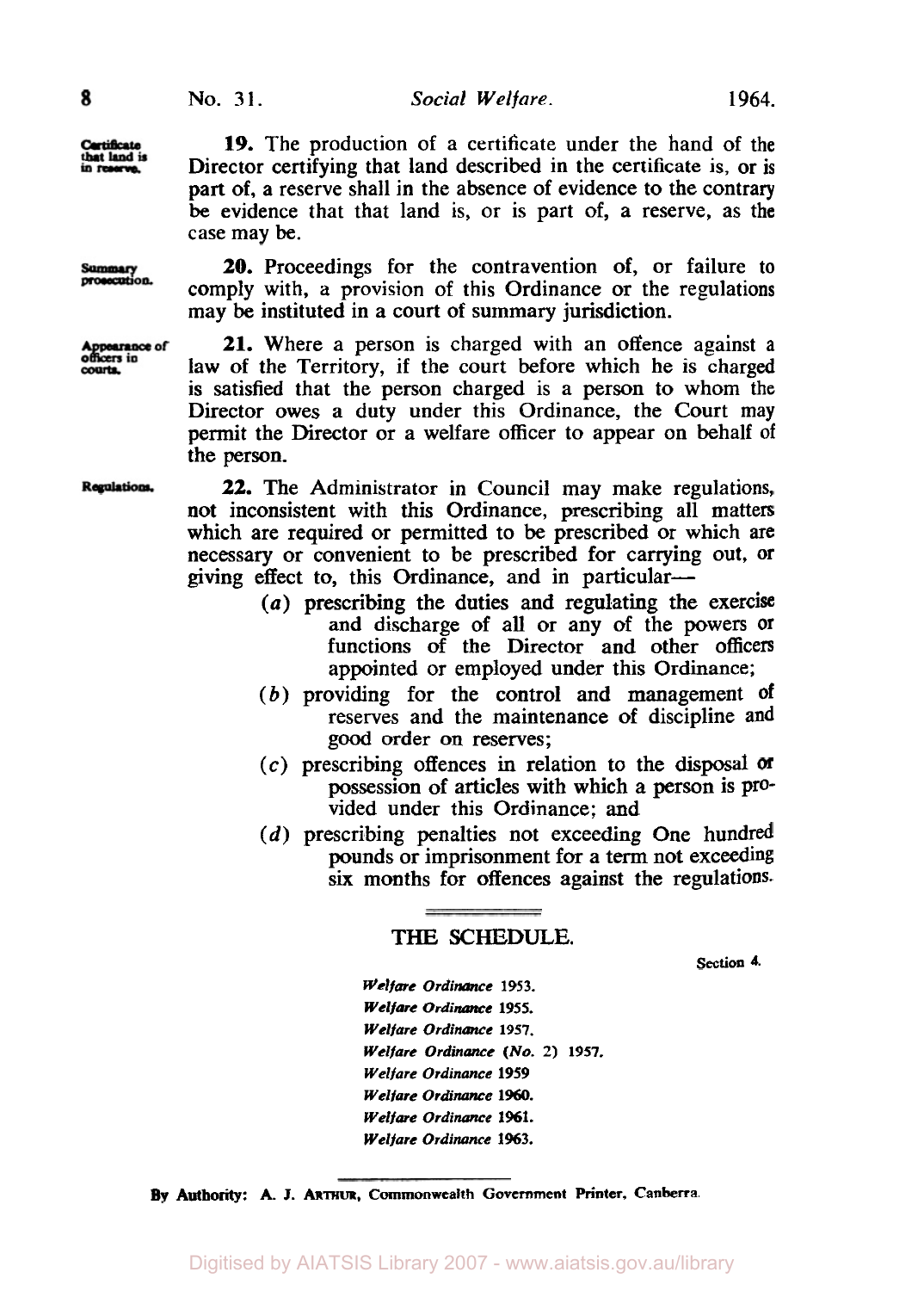**Certificate that land is in reserve.**

**19.** The production of a certificate under the hand of the Director certifying that land described in the certificate is, or is part of, a reserve shall in the absence of evidence to the contrary be evidence that that land is, or is part of, a reserve, as the case may be.

**Summary prosecution.**

**20.** Proceedings for the contravention of, or failure to comply with, a provision of this Ordinance or the regulations may be instituted in a court of summary jurisdiction.

**Appearance of officers in courts.**

**21.** Where a person is charged with an offence against a law of the Territory, if the court before which he is charged is satisfied that the person charged is a person to whom the Director owes a duty under this Ordinance, the Court may permit the Director or a welfare officer to appear on behalf of the person.

**Regulations.**

**22.** The Administrator in Council may make regulations, not inconsistent with this Ordinance, prescribing all matters which are required or permitted to be prescribed or which are necessary or convenient to be prescribed for carrying out, or giving effect to, this Ordinance, and in particular—

(*a*) prescribing the duties and regulating the exercise and discharge of all or any of the powers or functions of the Director and other officers appointed or employed under this Ordinance;

(*b*) providing for the control and management of reserves and the maintenance of discipline and good order on reserves;

(*c*) prescribing offences in relation to the disposal or possession of articles with which a person is provided under this Ordinance; and

(*d*) prescribing penalties not exceeding One hundred pounds or imprisonment for a term not exceeding six months for offences against the regulations.

## THE SCHEDULE.

Section 4.

*Welfare Ordinance* 1953.
*Welfare Ordinance* 1955.
*Welfare Ordinance* 1957.
*Welfare Ordinance* (*No.* 2) 1957.
*Welfare Ordinance* 1959
*Welfare Ordinance* 1960.
*Welfare Ordinance* 1961.
*Welfare Ordinance* 1963.

By Authority: A. J. Arthur, Commonwealth Government Printer, Canberra.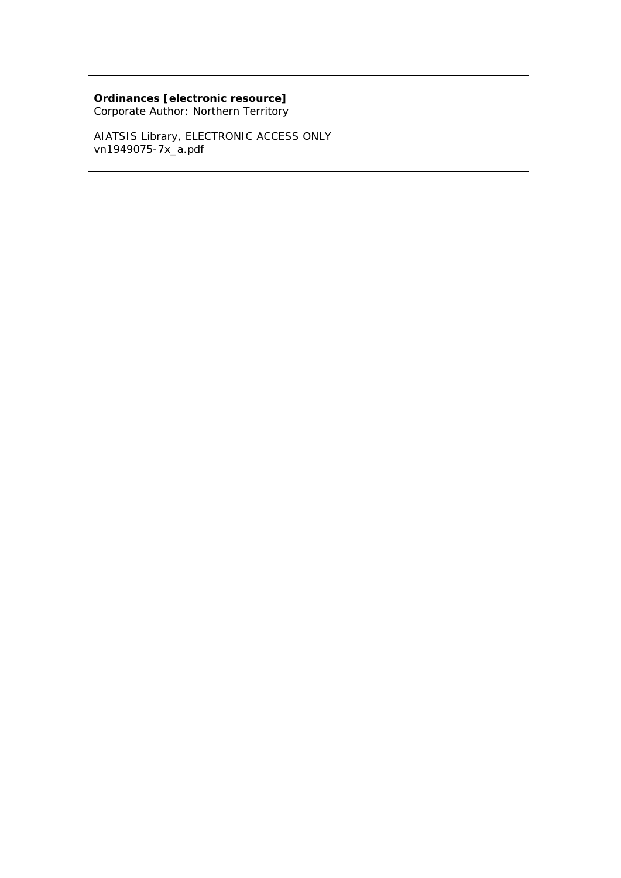**Ordinances [electronic resource]**
Corporate Author: Northern Territory

AIATSIS Library, ELECTRONIC ACCESS ONLY
vn1949075-7x_a.pdf